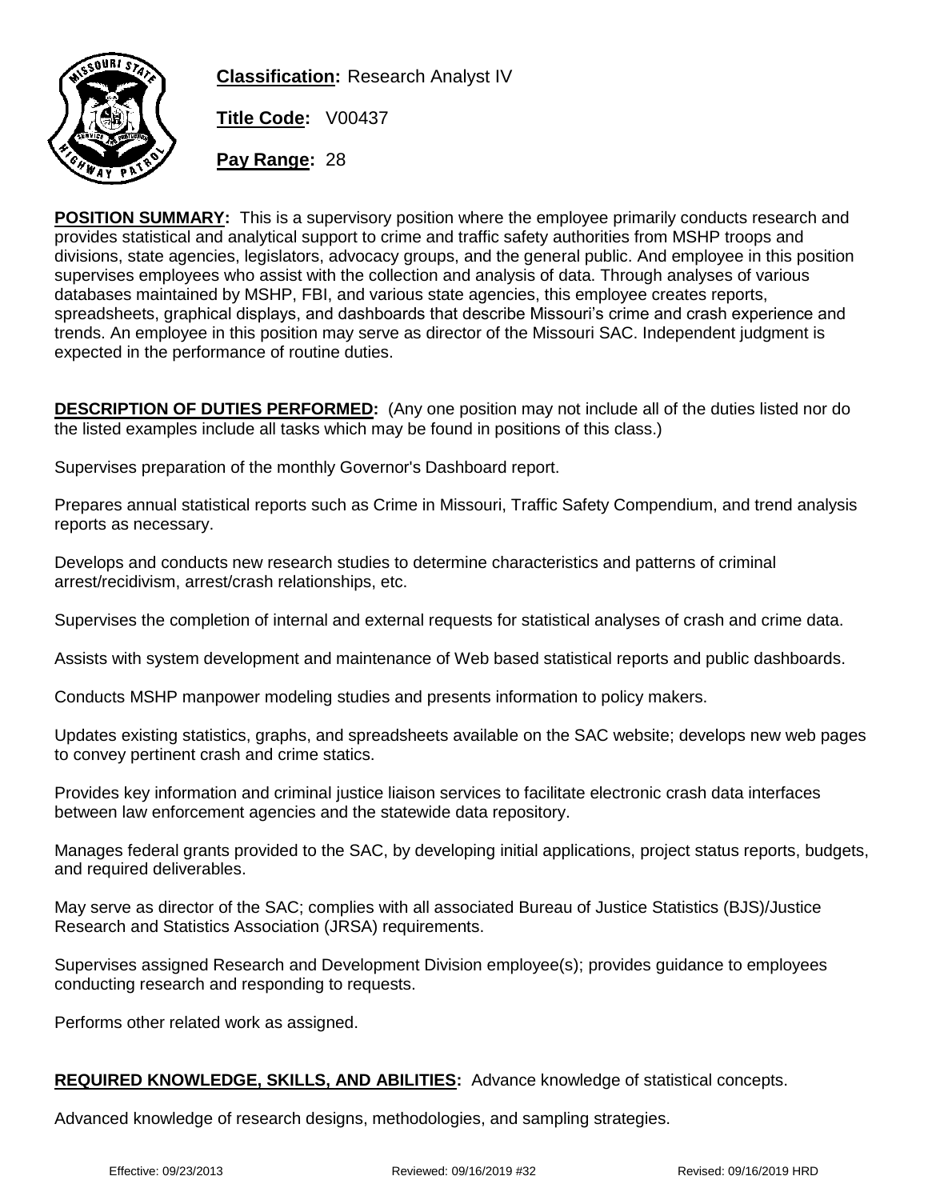**Classification:** Research Analyst IV

**Title Code:** V00437

**Pay Range:** 28

**POSITION SUMMARY:** This is a supervisory position where the employee primarily conducts research and provides statistical and analytical support to crime and traffic safety authorities from MSHP troops and divisions, state agencies, legislators, advocacy groups, and the general public. And employee in this position supervises employees who assist with the collection and analysis of data. Through analyses of various databases maintained by MSHP, FBI, and various state agencies, this employee creates reports, spreadsheets, graphical displays, and dashboards that describe Missouri's crime and crash experience and trends. An employee in this position may serve as director of the Missouri SAC. Independent judgment is expected in the performance of routine duties.

**DESCRIPTION OF DUTIES PERFORMED:** (Any one position may not include all of the duties listed nor do the listed examples include all tasks which may be found in positions of this class.)

Supervises preparation of the monthly Governor's Dashboard report.

Prepares annual statistical reports such as Crime in Missouri, Traffic Safety Compendium, and trend analysis reports as necessary.

Develops and conducts new research studies to determine characteristics and patterns of criminal arrest/recidivism, arrest/crash relationships, etc.

Supervises the completion of internal and external requests for statistical analyses of crash and crime data.

Assists with system development and maintenance of Web based statistical reports and public dashboards.

Conducts MSHP manpower modeling studies and presents information to policy makers.

Updates existing statistics, graphs, and spreadsheets available on the SAC website; develops new web pages to convey pertinent crash and crime statics.

Provides key information and criminal justice liaison services to facilitate electronic crash data interfaces between law enforcement agencies and the statewide data repository.

Manages federal grants provided to the SAC, by developing initial applications, project status reports, budgets, and required deliverables.

May serve as director of the SAC; complies with all associated Bureau of Justice Statistics (BJS)/Justice Research and Statistics Association (JRSA) requirements.

Supervises assigned Research and Development Division employee(s); provides guidance to employees conducting research and responding to requests.

Performs other related work as assigned.

**REQUIRED KNOWLEDGE, SKILLS, AND ABILITIES:** Advance knowledge of statistical concepts.

Advanced knowledge of research designs, methodologies, and sampling strategies.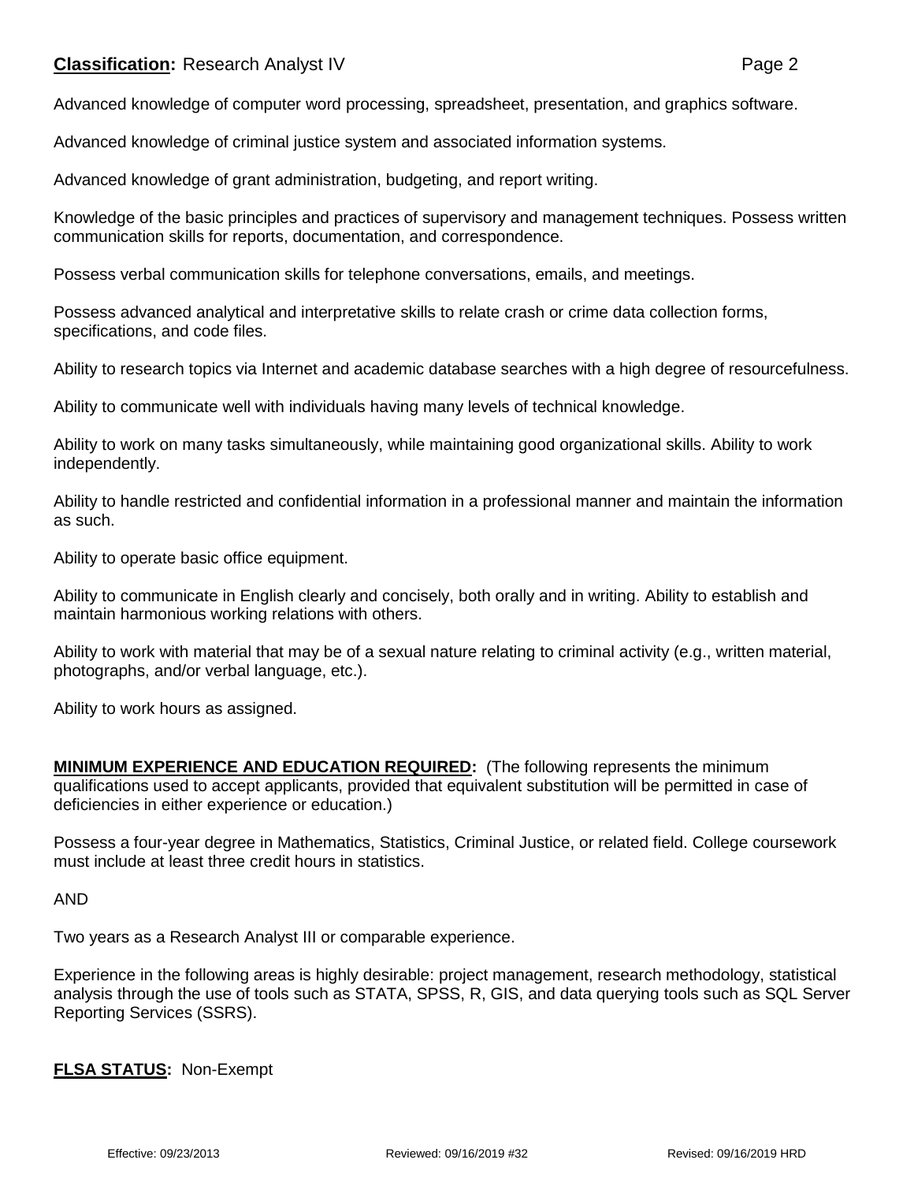Advanced knowledge of computer word processing, spreadsheet, presentation, and graphics software.

Advanced knowledge of criminal justice system and associated information systems.

Advanced knowledge of grant administration, budgeting, and report writing.

Knowledge of the basic principles and practices of supervisory and management techniques. Possess written communication skills for reports, documentation, and correspondence.

Possess verbal communication skills for telephone conversations, emails, and meetings.

Possess advanced analytical and interpretative skills to relate crash or crime data collection forms, specifications, and code files.

Ability to research topics via Internet and academic database searches with a high degree of resourcefulness.

Ability to communicate well with individuals having many levels of technical knowledge.

Ability to work on many tasks simultaneously, while maintaining good organizational skills. Ability to work independently.

Ability to handle restricted and confidential information in a professional manner and maintain the information as such.

Ability to operate basic office equipment.

Ability to communicate in English clearly and concisely, both orally and in writing. Ability to establish and maintain harmonious working relations with others.

Ability to work with material that may be of a sexual nature relating to criminal activity (e.g., written material, photographs, and/or verbal language, etc.).

Ability to work hours as assigned.

**MINIMUM EXPERIENCE AND EDUCATION REQUIRED:** (The following represents the minimum qualifications used to accept applicants, provided that equivalent substitution will be permitted in case of deficiencies in either experience or education.)

Possess a four-year degree in Mathematics, Statistics, Criminal Justice, or related field. College coursework must include at least three credit hours in statistics.

AND

Two years as a Research Analyst III or comparable experience.

Experience in the following areas is highly desirable: project management, research methodology, statistical analysis through the use of tools such as STATA, SPSS, R, GIS, and data querying tools such as SQL Server Reporting Services (SSRS).

**FLSA STATUS:** Non-Exempt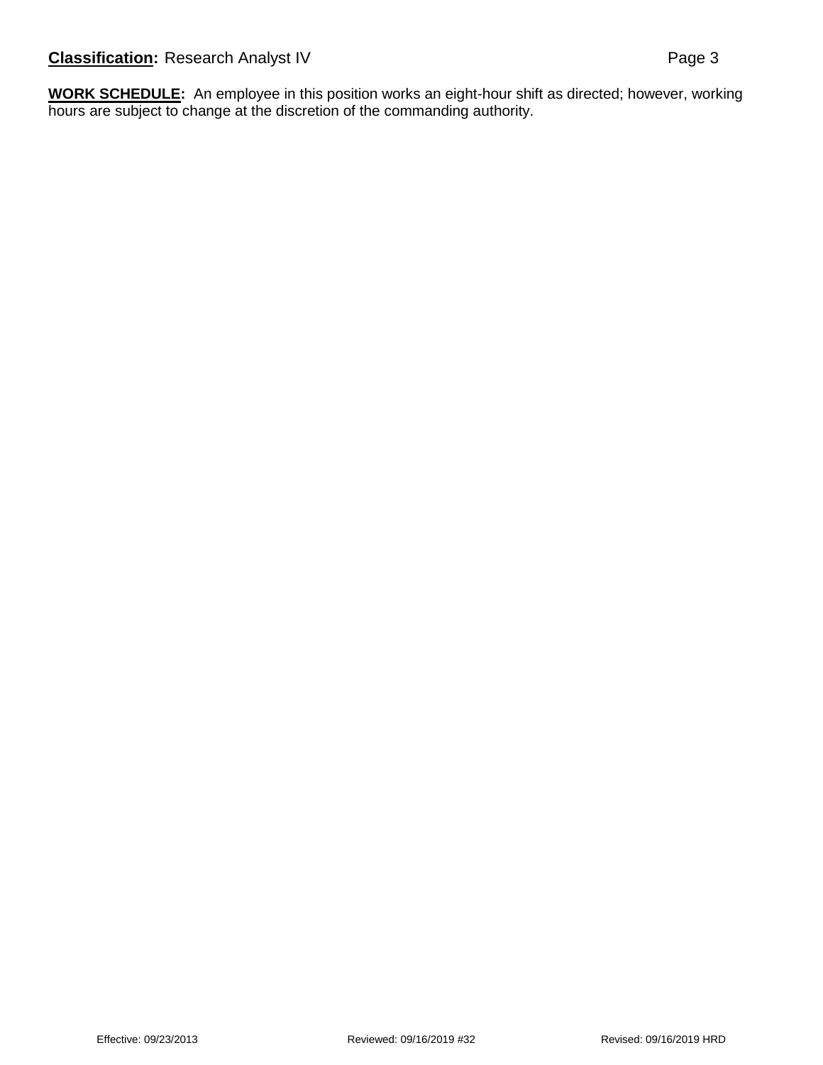**WORK SCHEDULE:** An employee in this position works an eight-hour shift as directed; however, working hours are subject to change at the discretion of the commanding authority.